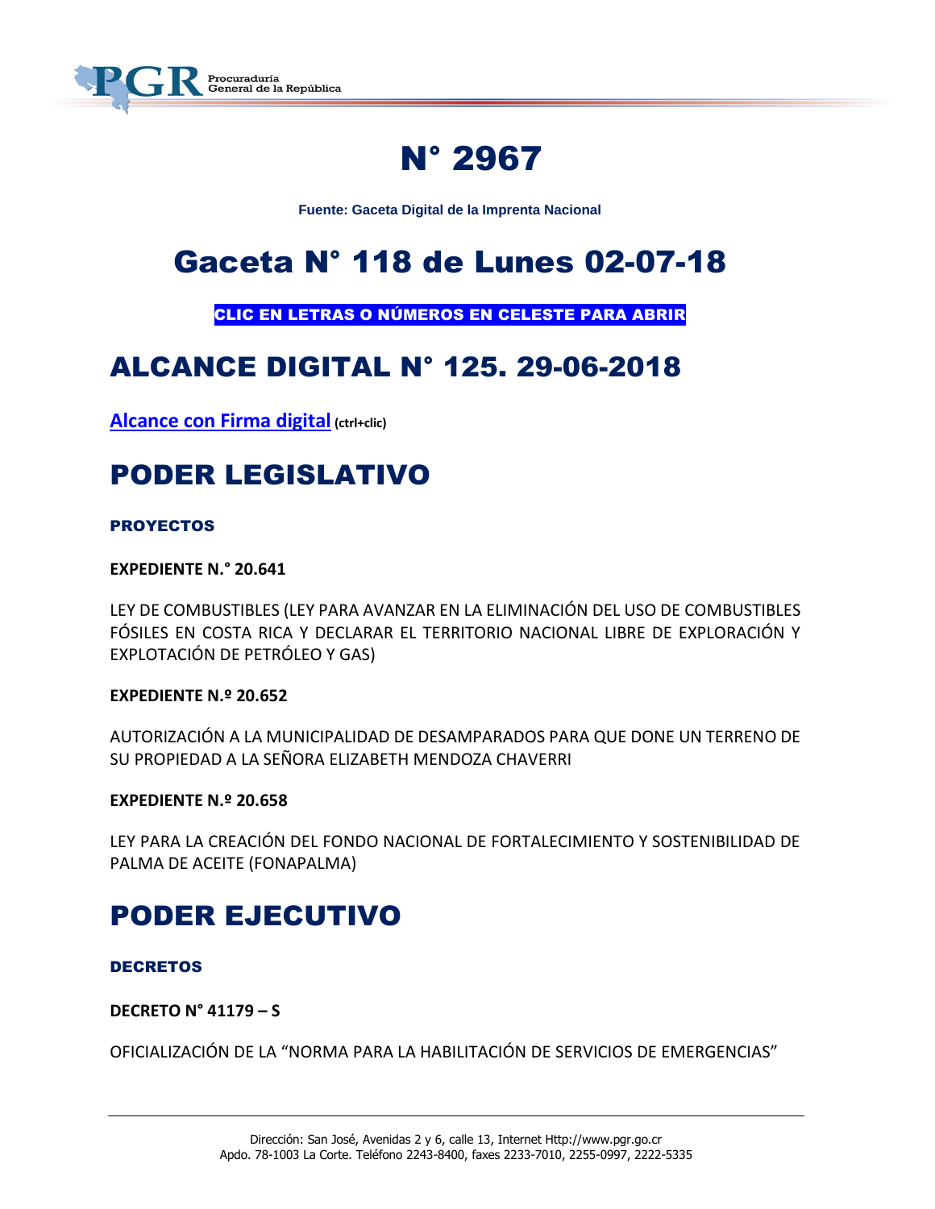# N° 2967

**Fuente: Gaceta Digital de la Imprenta Nacional**

# Gaceta N° 118 de Lunes 02-07-18

**CLIC EN LETRAS O NÚMEROS EN CELESTE PARA ABRIR**

## ALCANCE DIGITAL N° 125. 29-06-2018

**Alcance con Firma digital** **(ctrl+clic)**

## PODER LEGISLATIVO

### PROYECTOS

**EXPEDIENTE N.° 20.641**

LEY DE COMBUSTIBLES (LEY PARA AVANZAR EN LA ELIMINACIÓN DEL USO DE COMBUSTIBLES FÓSILES EN COSTA RICA Y DECLARAR EL TERRITORIO NACIONAL LIBRE DE EXPLORACIÓN Y EXPLOTACIÓN DE PETRÓLEO Y GAS)

**EXPEDIENTE N.º 20.652**

AUTORIZACIÓN A LA MUNICIPALIDAD DE DESAMPARADOS PARA QUE DONE UN TERRENO DE SU PROPIEDAD A LA SEÑORA ELIZABETH MENDOZA CHAVERRI

**EXPEDIENTE N.º 20.658**

LEY PARA LA CREACIÓN DEL FONDO NACIONAL DE FORTALECIMIENTO Y SOSTENIBILIDAD DE PALMA DE ACEITE (FONAPALMA)

## PODER EJECUTIVO

### DECRETOS

**DECRETO N° 41179 – S**

OFICIALIZACIÓN DE LA "NORMA PARA LA HABILITACIÓN DE SERVICIOS DE EMERGENCIAS"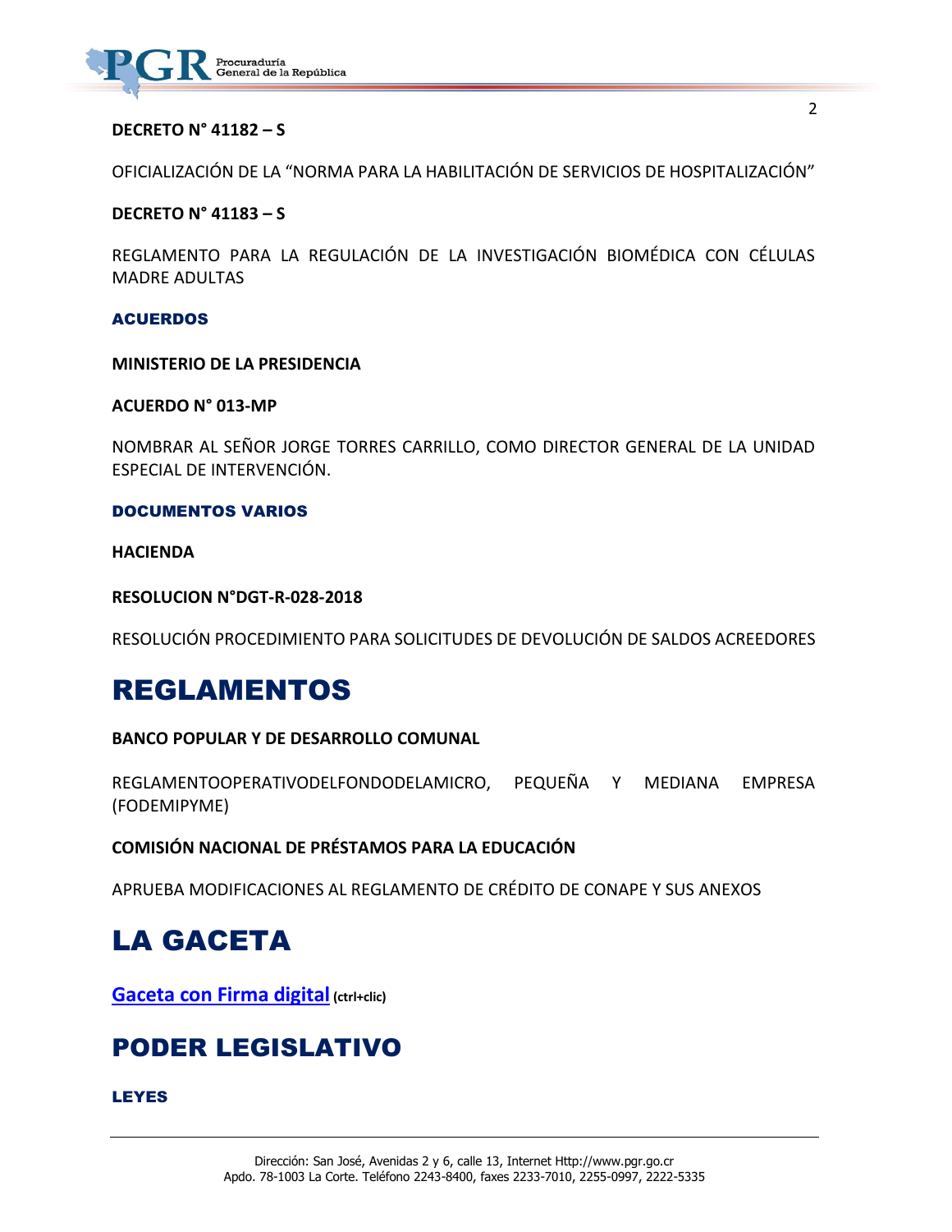**DECRETO N° 41182 – S**

OFICIALIZACIÓN DE LA "NORMA PARA LA HABILITACIÓN DE SERVICIOS DE HOSPITALIZACIÓN"

**DECRETO N° 41183 – S**

REGLAMENTO PARA LA REGULACIÓN DE LA INVESTIGACIÓN BIOMÉDICA CON CÉLULAS MADRE ADULTAS

### ACUERDOS

**MINISTERIO DE LA PRESIDENCIA**

**ACUERDO N° 013-MP**

NOMBRAR AL SEÑOR JORGE TORRES CARRILLO, COMO DIRECTOR GENERAL DE LA UNIDAD ESPECIAL DE INTERVENCIÓN.

### DOCUMENTOS VARIOS

**HACIENDA**

**RESOLUCION N°DGT-R-028-2018**

RESOLUCIÓN PROCEDIMIENTO PARA SOLICITUDES DE DEVOLUCIÓN DE SALDOS ACREEDORES

# REGLAMENTOS

**BANCO POPULAR Y DE DESARROLLO COMUNAL**

REGLAMENTOOPERATIVODELFONDODELAMICRO, PEQUEÑA Y MEDIANA EMPRESA (FODEMIPYME)

**COMISIÓN NACIONAL DE PRÉSTAMOS PARA LA EDUCACIÓN**

APRUEBA MODIFICACIONES AL REGLAMENTO DE CRÉDITO DE CONAPE Y SUS ANEXOS

# LA GACETA

**Gaceta con Firma digital** **(ctrl+clic)**

## PODER LEGISLATIVO

### LEYES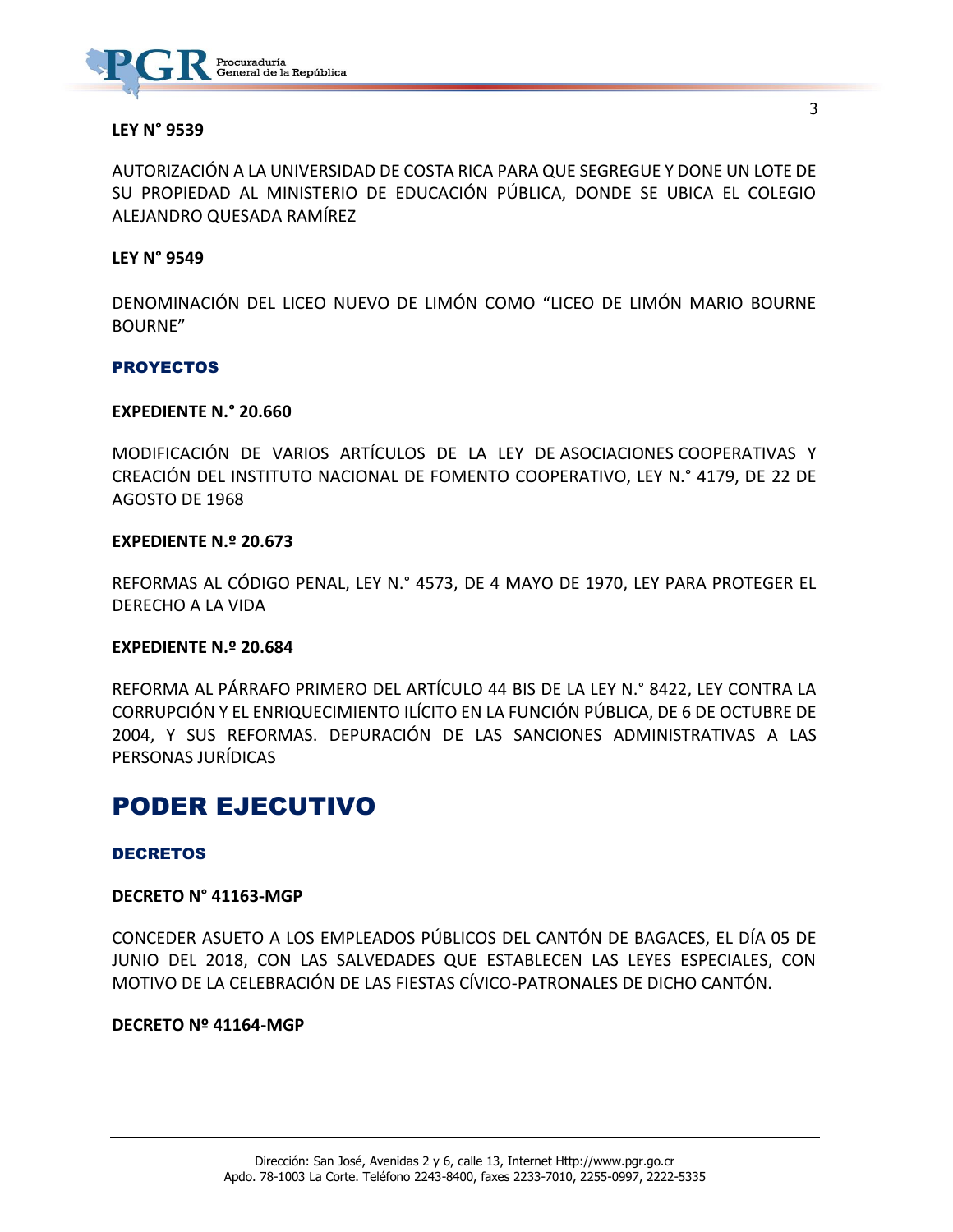**LEY N° 9539**

AUTORIZACIÓN A LA UNIVERSIDAD DE COSTA RICA PARA QUE SEGREGUE Y DONE UN LOTE DE SU PROPIEDAD AL MINISTERIO DE EDUCACIÓN PÚBLICA, DONDE SE UBICA EL COLEGIO ALEJANDRO QUESADA RAMÍREZ

**LEY N° 9549**

DENOMINACIÓN DEL LICEO NUEVO DE LIMÓN COMO "LICEO DE LIMÓN MARIO BOURNE BOURNE"

### PROYECTOS

**EXPEDIENTE N.° 20.660**

MODIFICACIÓN DE VARIOS ARTÍCULOS DE LA LEY DE ASOCIACIONES COOPERATIVAS Y CREACIÓN DEL INSTITUTO NACIONAL DE FOMENTO COOPERATIVO, LEY N.° 4179, DE 22 DE AGOSTO DE 1968

**EXPEDIENTE N.º 20.673**

REFORMAS AL CÓDIGO PENAL, LEY N.° 4573, DE 4 MAYO DE 1970, LEY PARA PROTEGER EL DERECHO A LA VIDA

**EXPEDIENTE N.º 20.684**

REFORMA AL PÁRRAFO PRIMERO DEL ARTÍCULO 44 BIS DE LA LEY N.° 8422, LEY CONTRA LA CORRUPCIÓN Y EL ENRIQUECIMIENTO ILÍCITO EN LA FUNCIÓN PÚBLICA, DE 6 DE OCTUBRE DE 2004, Y SUS REFORMAS. DEPURACIÓN DE LAS SANCIONES ADMINISTRATIVAS A LAS PERSONAS JURÍDICAS

# PODER EJECUTIVO

### DECRETOS

**DECRETO N° 41163-MGP**

CONCEDER ASUETO A LOS EMPLEADOS PÚBLICOS DEL CANTÓN DE BAGACES, EL DÍA 05 DE JUNIO DEL 2018, CON LAS SALVEDADES QUE ESTABLECEN LAS LEYES ESPECIALES, CON MOTIVO DE LA CELEBRACIÓN DE LAS FIESTAS CÍVICO-PATRONALES DE DICHO CANTÓN.

**DECRETO Nº 41164-MGP**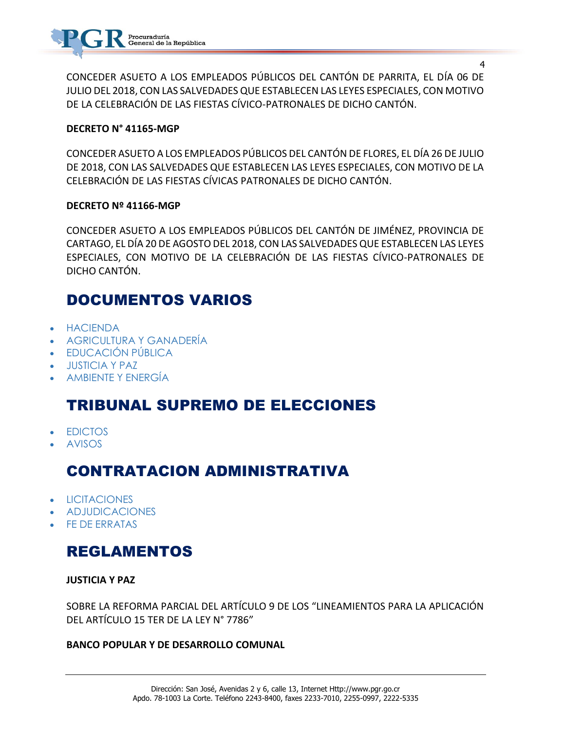CONCEDER ASUETO A LOS EMPLEADOS PÚBLICOS DEL CANTÓN DE PARRITA, EL DÍA 06 DE JULIO DEL 2018, CON LAS SALVEDADES QUE ESTABLECEN LAS LEYES ESPECIALES, CON MOTIVO DE LA CELEBRACIÓN DE LAS FIESTAS CÍVICO-PATRONALES DE DICHO CANTÓN.

**DECRETO N° 41165-MGP**

CONCEDER ASUETO A LOS EMPLEADOS PÚBLICOS DEL CANTÓN DE FLORES, EL DÍA 26 DE JULIO DE 2018, CON LAS SALVEDADES QUE ESTABLECEN LAS LEYES ESPECIALES, CON MOTIVO DE LA CELEBRACIÓN DE LAS FIESTAS CÍVICAS PATRONALES DE DICHO CANTÓN.

**DECRETO Nº 41166-MGP**

CONCEDER ASUETO A LOS EMPLEADOS PÚBLICOS DEL CANTÓN DE JIMÉNEZ, PROVINCIA DE CARTAGO, EL DÍA 20 DE AGOSTO DEL 2018, CON LAS SALVEDADES QUE ESTABLECEN LAS LEYES ESPECIALES, CON MOTIVO DE LA CELEBRACIÓN DE LAS FIESTAS CÍVICO-PATRONALES DE DICHO CANTÓN.

## DOCUMENTOS VARIOS

- HACIENDA
- AGRICULTURA Y GANADERÍA
- EDUCACIÓN PÚBLICA
- JUSTICIA Y PAZ
- AMBIENTE Y ENERGÍA

## TRIBUNAL SUPREMO DE ELECCIONES

- EDICTOS
- AVISOS

## CONTRATACION ADMINISTRATIVA

- LICITACIONES
- ADJUDICACIONES
- FE DE ERRATAS

## REGLAMENTOS

**JUSTICIA Y PAZ**

SOBRE LA REFORMA PARCIAL DEL ARTÍCULO 9 DE LOS "LINEAMIENTOS PARA LA APLICACIÓN DEL ARTÍCULO 15 TER DE LA LEY N° 7786"

**BANCO POPULAR Y DE DESARROLLO COMUNAL**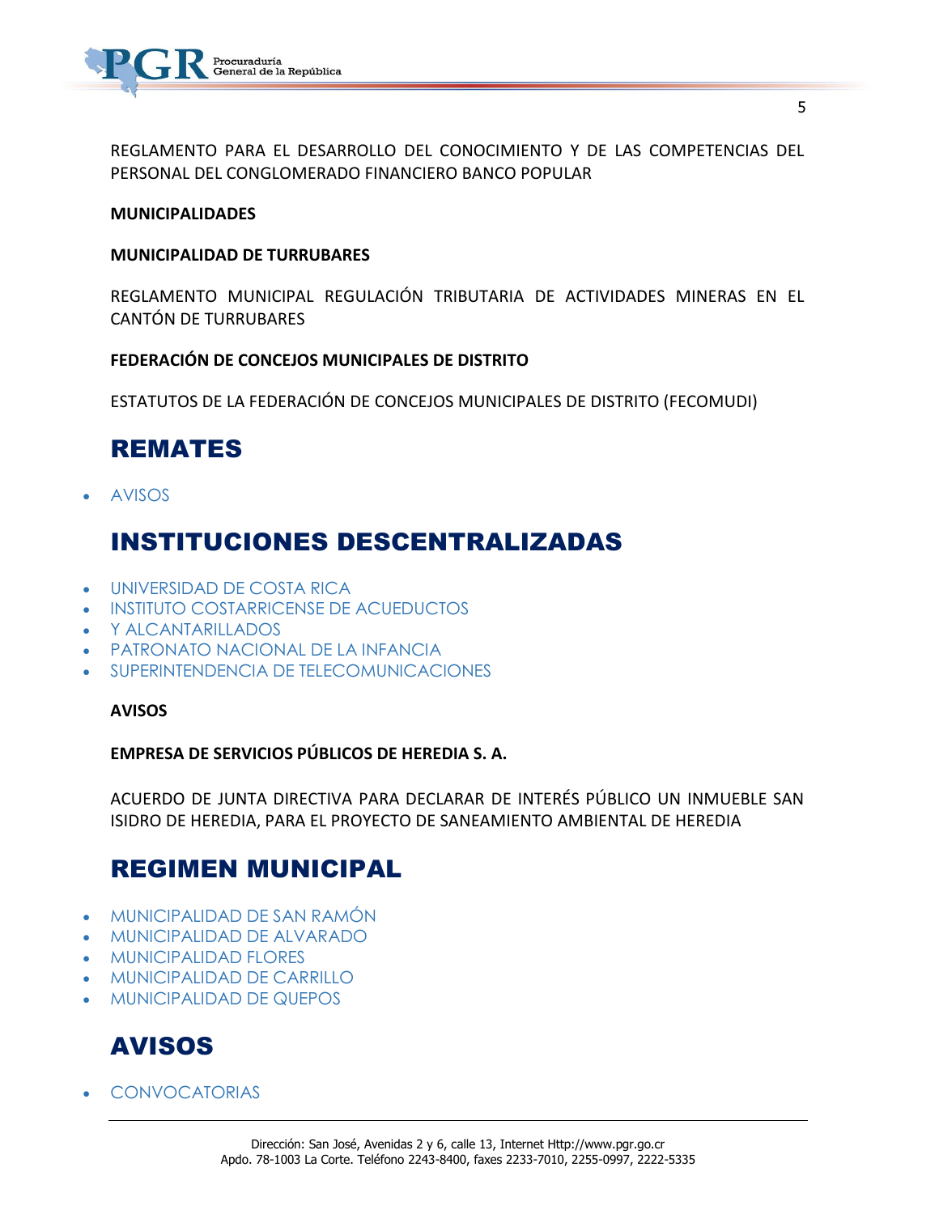REGLAMENTO PARA EL DESARROLLO DEL CONOCIMIENTO Y DE LAS COMPETENCIAS DEL PERSONAL DEL CONGLOMERADO FINANCIERO BANCO POPULAR

**MUNICIPALIDADES**

**MUNICIPALIDAD DE TURRUBARES**

REGLAMENTO MUNICIPAL REGULACIÓN TRIBUTARIA DE ACTIVIDADES MINERAS EN EL CANTÓN DE TURRUBARES

**FEDERACIÓN DE CONCEJOS MUNICIPALES DE DISTRITO**

ESTATUTOS DE LA FEDERACIÓN DE CONCEJOS MUNICIPALES DE DISTRITO (FECOMUDI)

## REMATES

- AVISOS

## INSTITUCIONES DESCENTRALIZADAS

- UNIVERSIDAD DE COSTA RICA
- INSTITUTO COSTARRICENSE DE ACUEDUCTOS
- Y ALCANTARILLADOS
- PATRONATO NACIONAL DE LA INFANCIA
- SUPERINTENDENCIA DE TELECOMUNICACIONES

**AVISOS**

**EMPRESA DE SERVICIOS PÚBLICOS DE HEREDIA S. A.**

ACUERDO DE JUNTA DIRECTIVA PARA DECLARAR DE INTERÉS PÚBLICO UN INMUEBLE SAN ISIDRO DE HEREDIA, PARA EL PROYECTO DE SANEAMIENTO AMBIENTAL DE HEREDIA

## REGIMEN MUNICIPAL

- MUNICIPALIDAD DE SAN RAMÓN
- MUNICIPALIDAD DE ALVARADO
- MUNICIPALIDAD FLORES
- MUNICIPALIDAD DE CARRILLO
- MUNICIPALIDAD DE QUEPOS

## AVISOS

- CONVOCATORIAS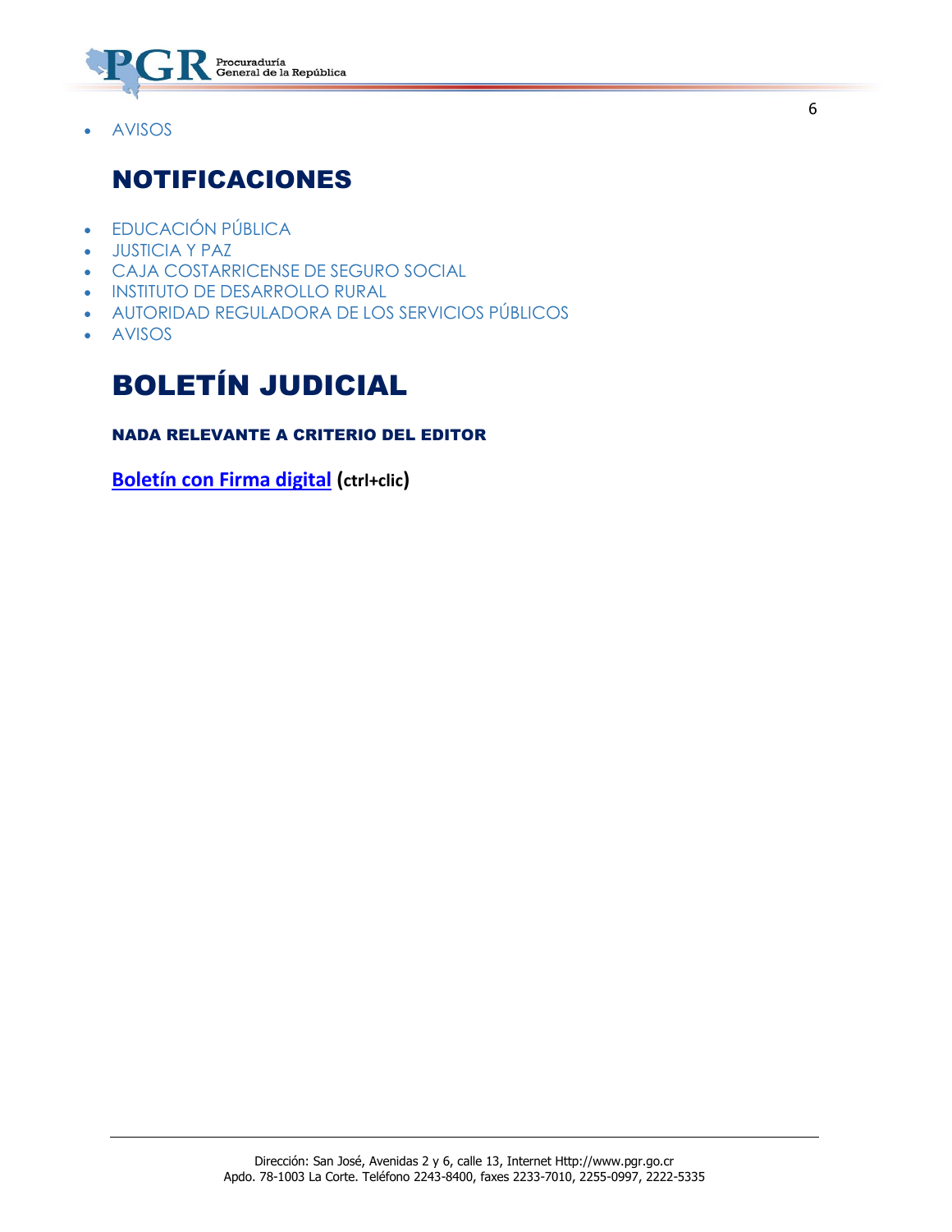- AVISOS

## NOTIFICACIONES

- EDUCACIÓN PÚBLICA
- JUSTICIA Y PAZ
- CAJA COSTARRICENSE DE SEGURO SOCIAL
- INSTITUTO DE DESARROLLO RURAL
- AUTORIDAD REGULADORA DE LOS SERVICIOS PÚBLICOS
- AVISOS

## BOLETÍN JUDICIAL

### NADA RELEVANTE A CRITERIO DEL EDITOR

**Boletín con Firma digital (ctrl+clic)**

Dirección: San José, Avenidas 2 y 6, calle 13, Internet Http://www.pgr.go.cr
Apdo. 78-1003 La Corte. Teléfono 2243-8400, faxes 2233-7010, 2255-0997, 2222-5335